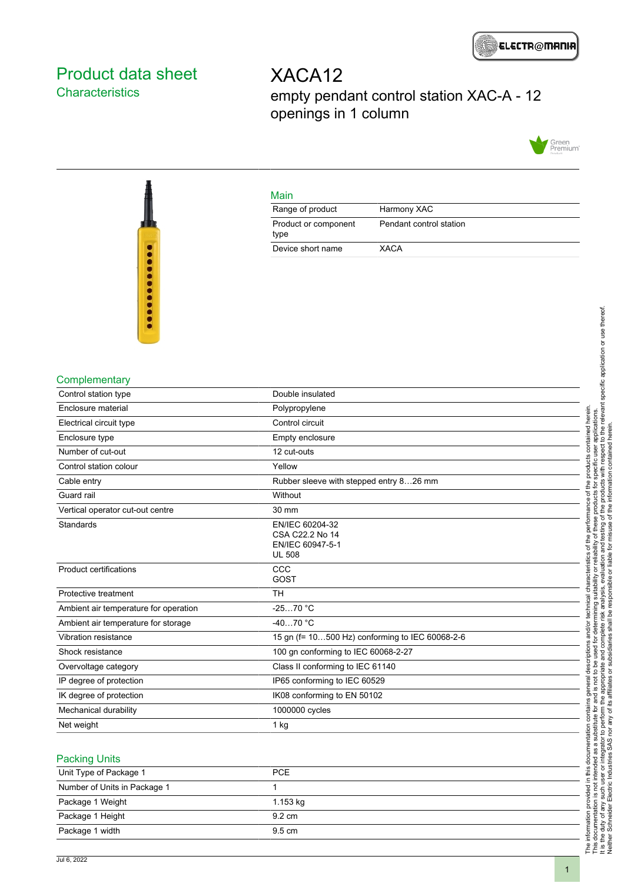# Product data sheet

## Characteristics

# XACA12

empty pendant control station XAC-A - 12 openings in 1 column

### Main

| | |
|---|---|
| Range of product | Harmony XAC |
| Product or component type | Pendant control station |
| Device short name | XACA |

### Complementary

| | |
|---|---|
| Control station type | Double insulated |
| Enclosure material | Polypropylene |
| Electrical circuit type | Control circuit |
| Enclosure type | Empty enclosure |
| Number of cut-out | 12 cut-outs |
| Control station colour | Yellow |
| Cable entry | Rubber sleeve with stepped entry 8…26 mm |
| Guard rail | Without |
| Vertical operator cut-out centre | 30 mm |
| Standards | EN/IEC 60204-32<br>CSA C22.2 No 14<br>EN/IEC 60947-5-1<br>UL 508 |
| Product certifications | CCC<br>GOST |
| Protective treatment | TH |
| Ambient air temperature for operation | -25…70 °C |
| Ambient air temperature for storage | -40…70 °C |
| Vibration resistance | 15 gn (f= 10…500 Hz) conforming to IEC 60068-2-6 |
| Shock resistance | 100 gn conforming to IEC 60068-2-27 |
| Overvoltage category | Class II conforming to IEC 61140 |
| IP degree of protection | IP65 conforming to IEC 60529 |
| IK degree of protection | IK08 conforming to EN 50102 |
| Mechanical durability | 1000000 cycles |
| Net weight | 1 kg |

### Packing Units

| | |
|---|---|
| Unit Type of Package 1 | PCE |
| Number of Units in Package 1 | 1 |
| Package 1 Weight | 1.153 kg |
| Package 1 Height | 9.2 cm |
| Package 1 width | 9.5 cm |

The information provided in this documentation contains general descriptions and/or technical characteristics of the performance of the products contained herein. This documentation is not intended as a substitute for and is not to be used for determining suitability or reliability of these products for specific user applications. It is the duty of any such user or integrator to perform the appropriate and complete risk analysis, evaluation and testing of the products with respect to the relevant specific application or use thereof. Neither Schneider Electric Industries SAS nor any of its affiliates or subsidiaries shall be responsible or liable for misuse of the information contained herein.

Jul 6, 2022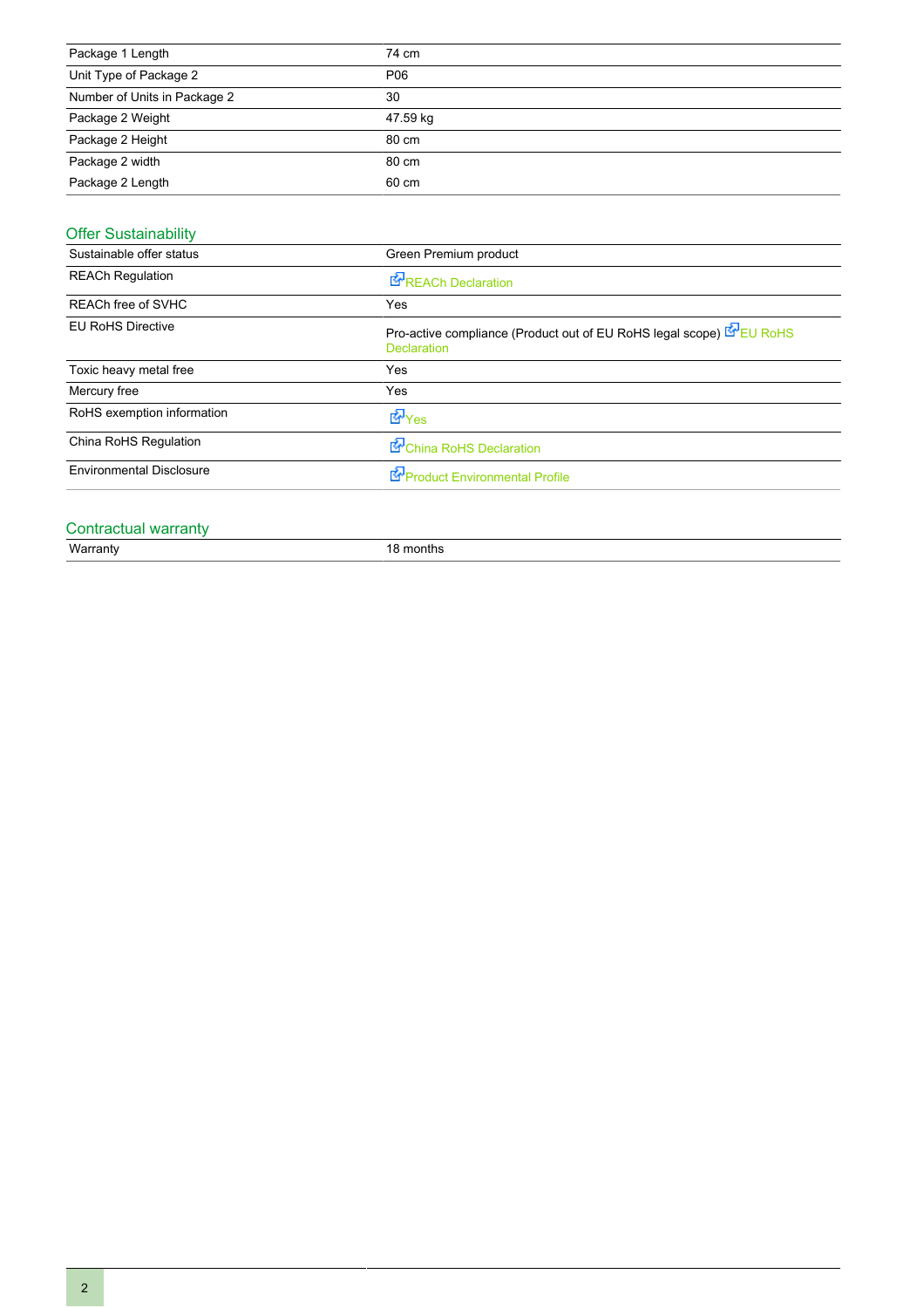| | |
|---|---|
| Package 1 Length | 74 cm |
| Unit Type of Package 2 | P06 |
| Number of Units in Package 2 | 30 |
| Package 2 Weight | 47.59 kg |
| Package 2 Height | 80 cm |
| Package 2 width | 80 cm |
| Package 2 Length | 60 cm |

## Offer Sustainability

| | |
|---|---|
| Sustainable offer status | Green Premium product |
| REACh Regulation | REACh Declaration |
| REACh free of SVHC | Yes |
| EU RoHS Directive | Pro-active compliance (Product out of EU RoHS legal scope) EU RoHS Declaration |
| Toxic heavy metal free | Yes |
| Mercury free | Yes |
| RoHS exemption information | Yes |
| China RoHS Regulation | China RoHS Declaration |
| Environmental Disclosure | Product Environmental Profile |

## Contractual warranty

| | |
|---|---|
| Warranty | 18 months |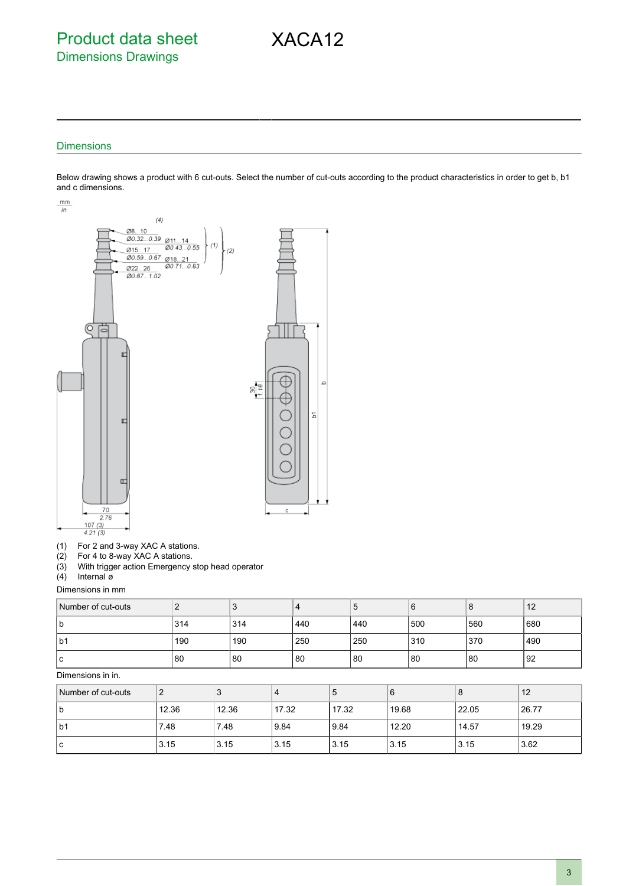# Product data sheet
## Dimensions Drawings

# XACA12

### Dimensions

Below drawing shows a product with 6 cut-outs. Select the number of cut-outs according to the product characteristics in order to get b, b1 and c dimensions.

mm
in.

(4)
Ø8...10
Ø0.32...0.39
Ø11...14
Ø0.43...0.55
(1)
(2)
Ø15...17
Ø0.59...0.67
Ø18...21
Ø0.71...0.83
Ø22...26
Ø0.87...1.02

30
1.18
b
b1
70
2.76
107 (3)
4.21 (3)
c

(1) For 2 and 3-way XAC A stations.
(2) For 4 to 8-way XAC A stations.
(3) With trigger action Emergency stop head operator
(4) Internal ø

Dimensions in mm

| Number of cut-outs | 2 | 3 | 4 | 5 | 6 | 8 | 12 |
|---|---|---|---|---|---|---|---|
| b | 314 | 314 | 440 | 440 | 500 | 560 | 680 |
| b1 | 190 | 190 | 250 | 250 | 310 | 370 | 490 |
| c | 80 | 80 | 80 | 80 | 80 | 80 | 92 |

Dimensions in in.

| Number of cut-outs | 2 | 3 | 4 | 5 | 6 | 8 | 12 |
|---|---|---|---|---|---|---|---|
| b | 12.36 | 12.36 | 17.32 | 17.32 | 19.68 | 22.05 | 26.77 |
| b1 | 7.48 | 7.48 | 9.84 | 9.84 | 12.20 | 14.57 | 19.29 |
| c | 3.15 | 3.15 | 3.15 | 3.15 | 3.15 | 3.15 | 3.62 |